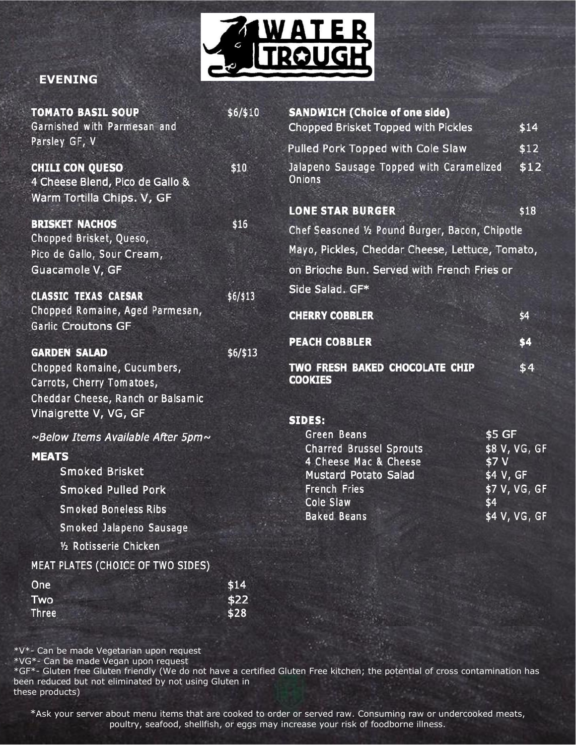# WATER TROUGH

## EVENING

**TOMATO BASIL SOUP** $6/$10
Garnished with Parmesan and Parsley GF, V

**CHILI CON QUESO** $10
4 Cheese Blend, Pico de Gallo & Warm Tortilla Chips. V, GF

**BRISKET NACHOS** $16
Chopped Brisket, Queso, Pico de Gallo, Sour Cream, Guacamole V, GF

**CLASSIC TEXAS CAESAR** $6/$13
Chopped Romaine, Aged Parmesan, Garlic Croutons GF

**GARDEN SALAD** $6/$13
Chopped Romaine, Cucumbers, Carrots, Cherry Tomatoes, Cheddar Cheese, Ranch or Balsamic Vinaigrette V, VG, GF

*~Below Items Available After 5pm~*

**MEATS**

- Smoked Brisket
- Smoked Pulled Pork
- Smoked Boneless Ribs
- Smoked Jalapeno Sausage
- ½ Rotisserie Chicken

MEAT PLATES (CHOICE OF TWO SIDES)

| | |
|---|---|
| One | $14 |
| Two | $22 |
| Three | $28 |

**SANDWICH (Choice of one side)**

| | |
|---|---|
| Chopped Brisket Topped with Pickles | $14 |
| Pulled Pork Topped with Cole Slaw | $12 |
| Jalapeno Sausage Topped with Caramelized Onions | $12 |

**LONE STAR BURGER** $18
Chef Seasoned ½ Pound Burger, Bacon, Chipotle Mayo, Pickles, Cheddar Cheese, Lettuce, Tomato, on Brioche Bun. Served with French Fries or Side Salad. GF*

**CHERRY COBBLER** $4

**PEACH COBBLER** $4

**TWO FRESH BAKED CHOCOLATE CHIP COOKIES** $4

**SIDES:**

| | |
|---|---|
| Green Beans | $5 GF |
| Charred Brussel Sprouts | $8 V, VG, GF |
| 4 Cheese Mac & Cheese | $7 V |
| Mustard Potato Salad | $4 V, GF |
| French Fries | $7 V, VG, GF |
| Cole Slaw | $4 |
| Baked Beans | $4 V, VG, GF |

*V*- Can be made Vegetarian upon request
*VG*- Can be made Vegan upon request
*GF*- Gluten free Gluten friendly (We do not have a certified Gluten Free kitchen; the potential of cross contamination has been reduced but not eliminated by not using Gluten in these products)

*Ask your server about menu items that are cooked to order or served raw. Consuming raw or undercooked meats, poultry, seafood, shellfish, or eggs may increase your risk of foodborne illness.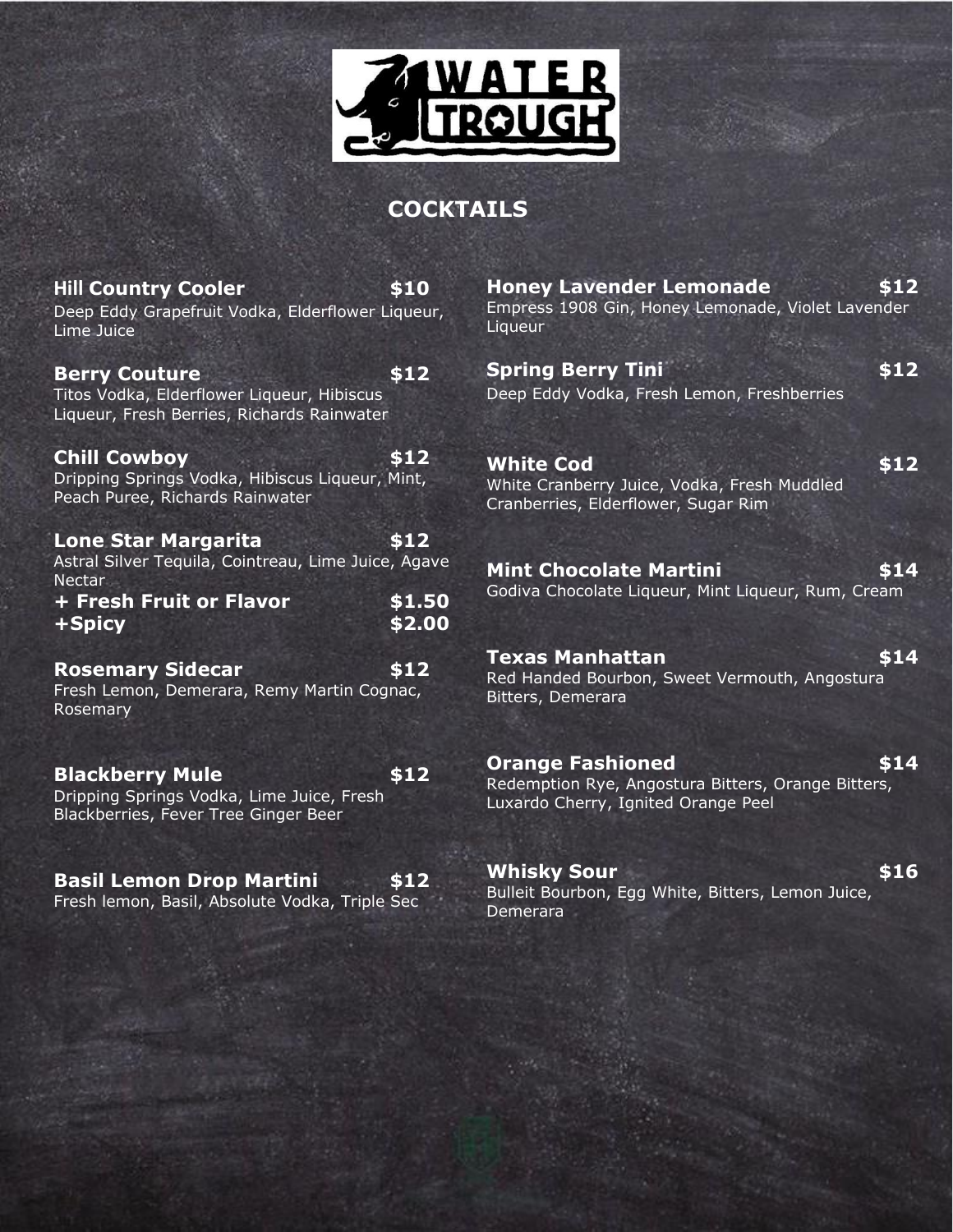# WATER TROUGH

## COCKTAILS

**Hill Country Cooler** **$10**
Deep Eddy Grapefruit Vodka, Elderflower Liqueur, Lime Juice

**Berry Couture** **$12**
Titos Vodka, Elderflower Liqueur, Hibiscus Liqueur, Fresh Berries, Richards Rainwater

**Chill Cowboy** **$12**
Dripping Springs Vodka, Hibiscus Liqueur, Mint, Peach Puree, Richards Rainwater

**Lone Star Margarita** **$12**
Astral Silver Tequila, Cointreau, Lime Juice, Agave Nectar
**+ Fresh Fruit or Flavor** **$1.50**
**+Spicy** **$2.00**

**Rosemary Sidecar** **$12**
Fresh Lemon, Demerara, Remy Martin Cognac, Rosemary

**Blackberry Mule** **$12**
Dripping Springs Vodka, Lime Juice, Fresh Blackberries, Fever Tree Ginger Beer

**Basil Lemon Drop Martini** **$12**
Fresh lemon, Basil, Absolute Vodka, Triple Sec

**Honey Lavender Lemonade** **$12**
Empress 1908 Gin, Honey Lemonade, Violet Lavender Liqueur

**Spring Berry Tini** **$12**
Deep Eddy Vodka, Fresh Lemon, Freshberries

**White Cod** **$12**
White Cranberry Juice, Vodka, Fresh Muddled Cranberries, Elderflower, Sugar Rim

**Mint Chocolate Martini** **$14**
Godiva Chocolate Liqueur, Mint Liqueur, Rum, Cream

**Texas Manhattan** **$14**
Red Handed Bourbon, Sweet Vermouth, Angostura Bitters, Demerara

**Orange Fashioned** **$14**
Redemption Rye, Angostura Bitters, Orange Bitters, Luxardo Cherry, Ignited Orange Peel

**Whisky Sour** **$16**
Bulleit Bourbon, Egg White, Bitters, Lemon Juice, Demerara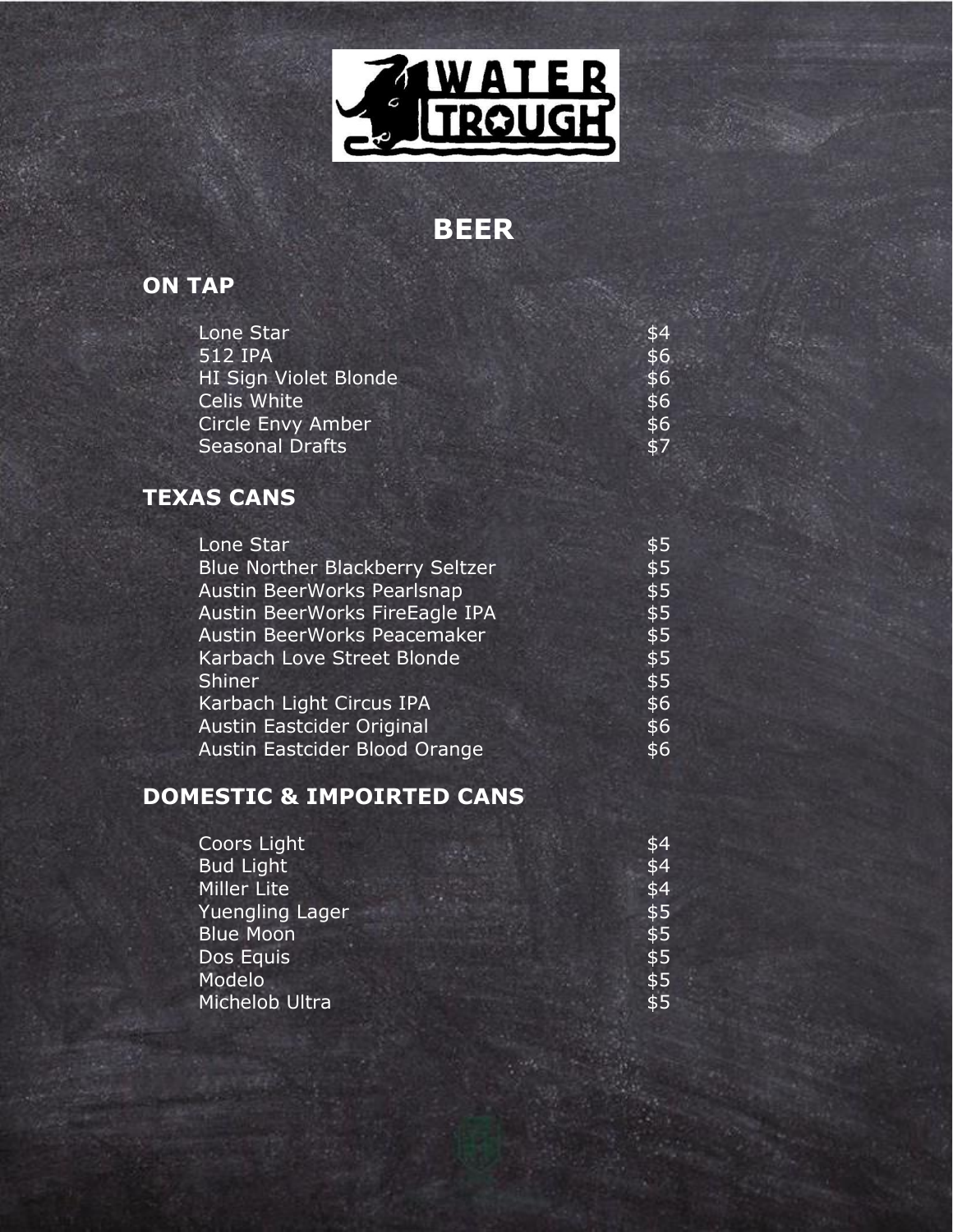# BEER

## ON TAP

| Item | Price |
| --- | --- |
| Lone Star | $4 |
| 512 IPA | $6 |
| HI Sign Violet Blonde | $6 |
| Celis White | $6 |
| Circle Envy Amber | $6 |
| Seasonal Drafts | $7 |

## TEXAS CANS

| Item | Price |
| --- | --- |
| Lone Star | $5 |
| Blue Norther Blackberry Seltzer | $5 |
| Austin BeerWorks Pearlsnap | $5 |
| Austin BeerWorks FireEagle IPA | $5 |
| Austin BeerWorks Peacemaker | $5 |
| Karbach Love Street Blonde | $5 |
| Shiner | $5 |
| Karbach Light Circus IPA | $6 |
| Austin Eastcider Original | $6 |
| Austin Eastcider Blood Orange | $6 |

## DOMESTIC & IMPOIRTED CANS

| Item | Price |
| --- | --- |
| Coors Light | $4 |
| Bud Light | $4 |
| Miller Lite | $4 |
| Yuengling Lager | $5 |
| Blue Moon | $5 |
| Dos Equis | $5 |
| Modelo | $5 |
| Michelob Ultra | $5 |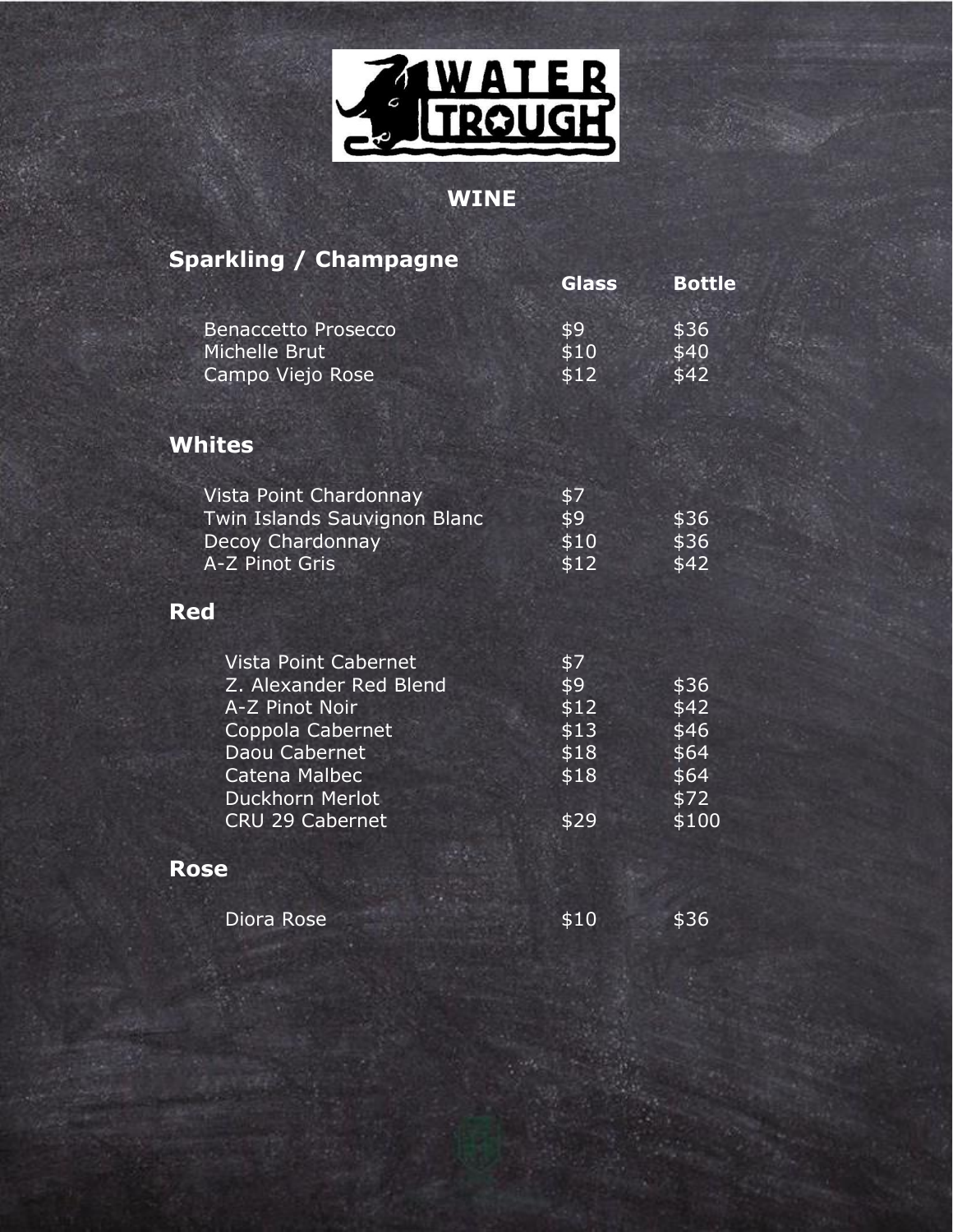# WATER TROUGH

## WINE

### Sparkling / Champagne

| | Glass | Bottle |
|---|---|---|
| Benaccetto Prosecco | $9 | $36 |
| Michelle Brut | $10 | $40 |
| Campo Viejo Rose | $12 | $42 |

### Whites

| | Glass | Bottle |
|---|---|---|
| Vista Point Chardonnay | $7 | |
| Twin Islands Sauvignon Blanc | $9 | $36 |
| Decoy Chardonnay | $10 | $36 |
| A-Z Pinot Gris | $12 | $42 |

### Red

| | Glass | Bottle |
|---|---|---|
| Vista Point Cabernet | $7 | |
| Z. Alexander Red Blend | $9 | $36 |
| A-Z Pinot Noir | $12 | $42 |
| Coppola Cabernet | $13 | $46 |
| Daou Cabernet | $18 | $64 |
| Catena Malbec | $18 | $64 |
| Duckhorn Merlot | | $72 |
| CRU 29 Cabernet | $29 | $100 |

### Rose

| | Glass | Bottle |
|---|---|---|
| Diora Rose | $10 | $36 |